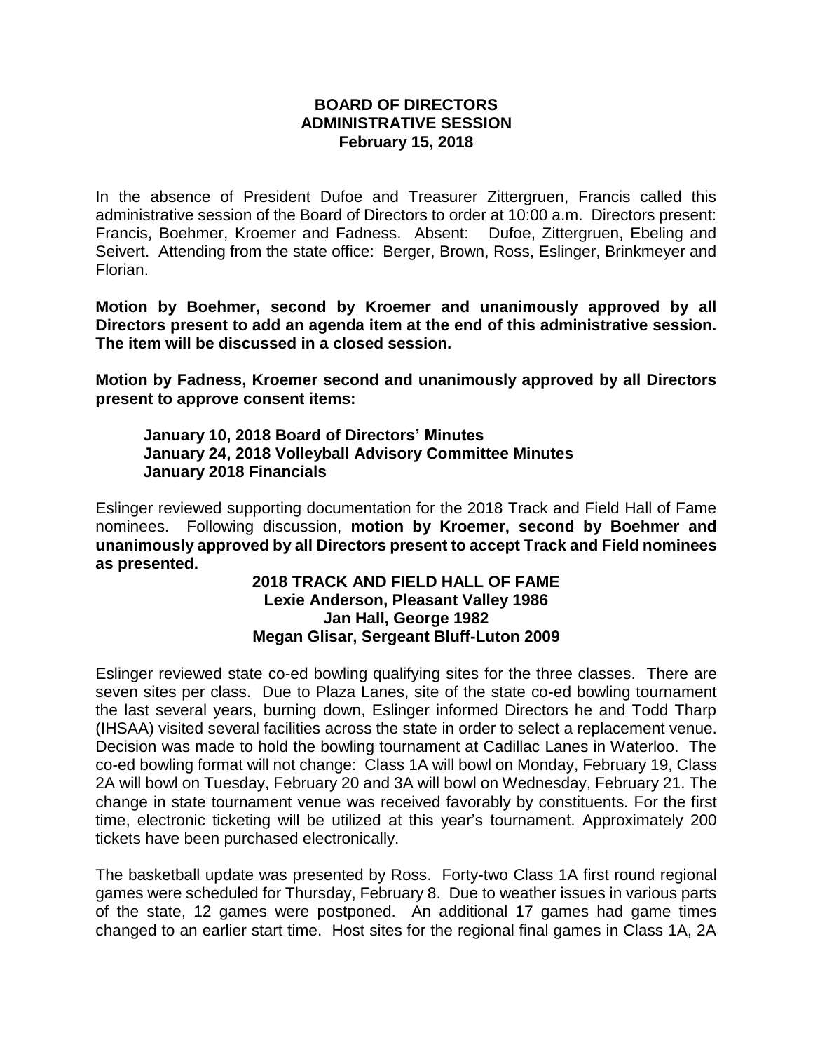**BOARD OF DIRECTORS**
**ADMINISTRATIVE SESSION**
**February 15, 2018**

In the absence of President Dufoe and Treasurer Zittergruen, Francis called this administrative session of the Board of Directors to order at 10:00 a.m. Directors present: Francis, Boehmer, Kroemer and Fadness. Absent: Dufoe, Zittergruen, Ebeling and Seivert. Attending from the state office: Berger, Brown, Ross, Eslinger, Brinkmeyer and Florian.

**Motion by Boehmer, second by Kroemer and unanimously approved by all Directors present to add an agenda item at the end of this administrative session. The item will be discussed in a closed session.**

**Motion by Fadness, Kroemer second and unanimously approved by all Directors present to approve consent items:**

> **January 10, 2018 Board of Directors' Minutes**
> **January 24, 2018 Volleyball Advisory Committee Minutes**
> **January 2018 Financials**

Eslinger reviewed supporting documentation for the 2018 Track and Field Hall of Fame nominees. Following discussion, **motion by Kroemer, second by Boehmer and unanimously approved by all Directors present to accept Track and Field nominees as presented.**

**2018 TRACK AND FIELD HALL OF FAME**
**Lexie Anderson, Pleasant Valley 1986**
**Jan Hall, George 1982**
**Megan Glisar, Sergeant Bluff-Luton 2009**

Eslinger reviewed state co-ed bowling qualifying sites for the three classes. There are seven sites per class. Due to Plaza Lanes, site of the state co-ed bowling tournament the last several years, burning down, Eslinger informed Directors he and Todd Tharp (IHSAA) visited several facilities across the state in order to select a replacement venue. Decision was made to hold the bowling tournament at Cadillac Lanes in Waterloo. The co-ed bowling format will not change: Class 1A will bowl on Monday, February 19, Class 2A will bowl on Tuesday, February 20 and 3A will bowl on Wednesday, February 21. The change in state tournament venue was received favorably by constituents. For the first time, electronic ticketing will be utilized at this year's tournament. Approximately 200 tickets have been purchased electronically.

The basketball update was presented by Ross. Forty-two Class 1A first round regional games were scheduled for Thursday, February 8. Due to weather issues in various parts of the state, 12 games were postponed. An additional 17 games had game times changed to an earlier start time. Host sites for the regional final games in Class 1A, 2A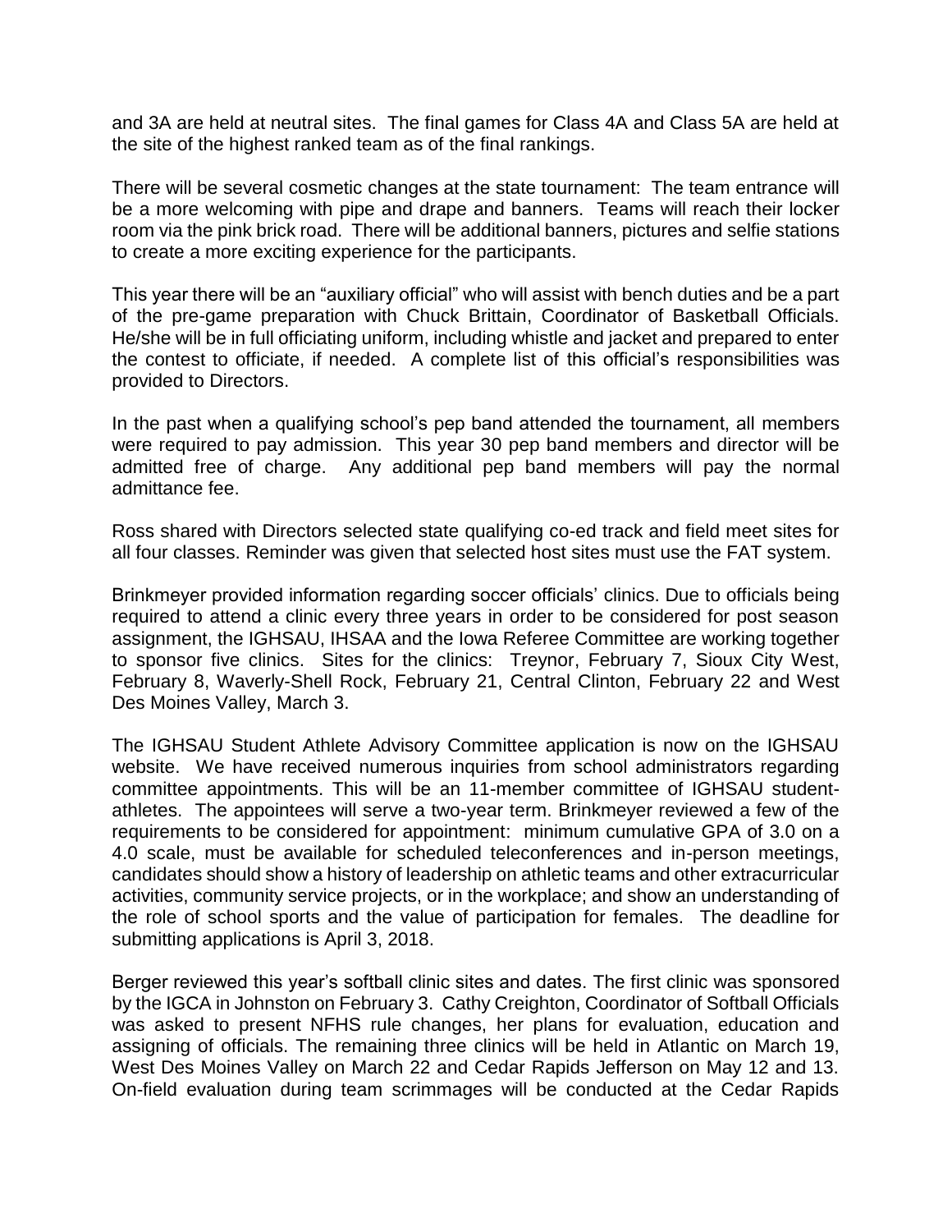and 3A are held at neutral sites. The final games for Class 4A and Class 5A are held at the site of the highest ranked team as of the final rankings.

There will be several cosmetic changes at the state tournament: The team entrance will be a more welcoming with pipe and drape and banners. Teams will reach their locker room via the pink brick road. There will be additional banners, pictures and selfie stations to create a more exciting experience for the participants.

This year there will be an "auxiliary official" who will assist with bench duties and be a part of the pre-game preparation with Chuck Brittain, Coordinator of Basketball Officials. He/she will be in full officiating uniform, including whistle and jacket and prepared to enter the contest to officiate, if needed. A complete list of this official's responsibilities was provided to Directors.

In the past when a qualifying school's pep band attended the tournament, all members were required to pay admission. This year 30 pep band members and director will be admitted free of charge. Any additional pep band members will pay the normal admittance fee.

Ross shared with Directors selected state qualifying co-ed track and field meet sites for all four classes. Reminder was given that selected host sites must use the FAT system.

Brinkmeyer provided information regarding soccer officials' clinics. Due to officials being required to attend a clinic every three years in order to be considered for post season assignment, the IGHSAU, IHSAA and the Iowa Referee Committee are working together to sponsor five clinics. Sites for the clinics: Treynor, February 7, Sioux City West, February 8, Waverly-Shell Rock, February 21, Central Clinton, February 22 and West Des Moines Valley, March 3.

The IGHSAU Student Athlete Advisory Committee application is now on the IGHSAU website. We have received numerous inquiries from school administrators regarding committee appointments. This will be an 11-member committee of IGHSAU student-athletes. The appointees will serve a two-year term. Brinkmeyer reviewed a few of the requirements to be considered for appointment: minimum cumulative GPA of 3.0 on a 4.0 scale, must be available for scheduled teleconferences and in-person meetings, candidates should show a history of leadership on athletic teams and other extracurricular activities, community service projects, or in the workplace; and show an understanding of the role of school sports and the value of participation for females. The deadline for submitting applications is April 3, 2018.

Berger reviewed this year's softball clinic sites and dates. The first clinic was sponsored by the IGCA in Johnston on February 3. Cathy Creighton, Coordinator of Softball Officials was asked to present NFHS rule changes, her plans for evaluation, education and assigning of officials. The remaining three clinics will be held in Atlantic on March 19, West Des Moines Valley on March 22 and Cedar Rapids Jefferson on May 12 and 13. On-field evaluation during team scrimmages will be conducted at the Cedar Rapids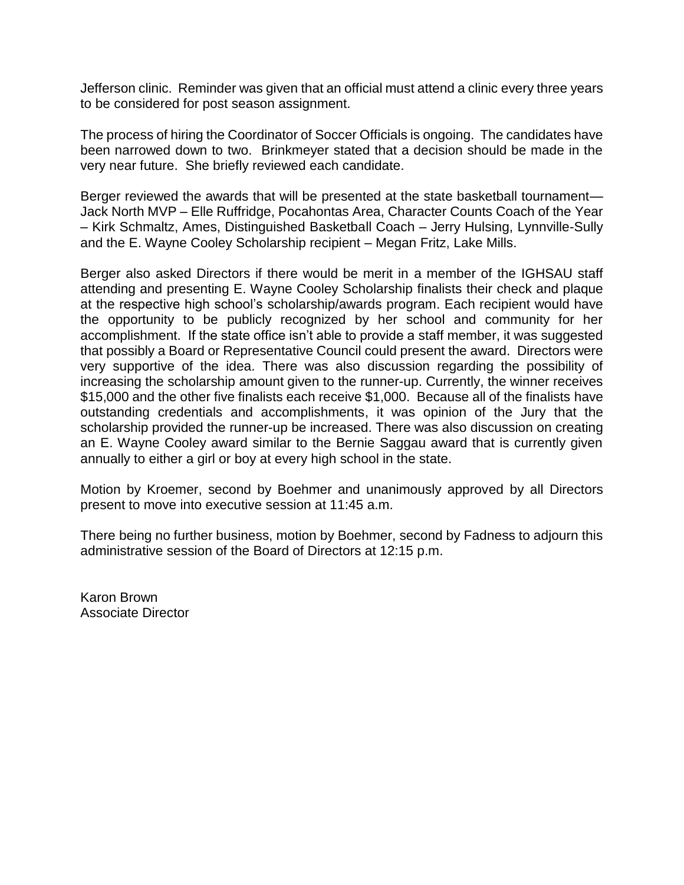Jefferson clinic. Reminder was given that an official must attend a clinic every three years to be considered for post season assignment.

The process of hiring the Coordinator of Soccer Officials is ongoing. The candidates have been narrowed down to two. Brinkmeyer stated that a decision should be made in the very near future. She briefly reviewed each candidate.

Berger reviewed the awards that will be presented at the state basketball tournament—Jack North MVP – Elle Ruffridge, Pocahontas Area, Character Counts Coach of the Year – Kirk Schmaltz, Ames, Distinguished Basketball Coach – Jerry Hulsing, Lynnville-Sully and the E. Wayne Cooley Scholarship recipient – Megan Fritz, Lake Mills.

Berger also asked Directors if there would be merit in a member of the IGHSAU staff attending and presenting E. Wayne Cooley Scholarship finalists their check and plaque at the respective high school's scholarship/awards program. Each recipient would have the opportunity to be publicly recognized by her school and community for her accomplishment. If the state office isn't able to provide a staff member, it was suggested that possibly a Board or Representative Council could present the award. Directors were very supportive of the idea. There was also discussion regarding the possibility of increasing the scholarship amount given to the runner-up. Currently, the winner receives $15,000 and the other five finalists each receive $1,000. Because all of the finalists have outstanding credentials and accomplishments, it was opinion of the Jury that the scholarship provided the runner-up be increased. There was also discussion on creating an E. Wayne Cooley award similar to the Bernie Saggau award that is currently given annually to either a girl or boy at every high school in the state.

Motion by Kroemer, second by Boehmer and unanimously approved by all Directors present to move into executive session at 11:45 a.m.

There being no further business, motion by Boehmer, second by Fadness to adjourn this administrative session of the Board of Directors at 12:15 p.m.

Karon Brown
Associate Director